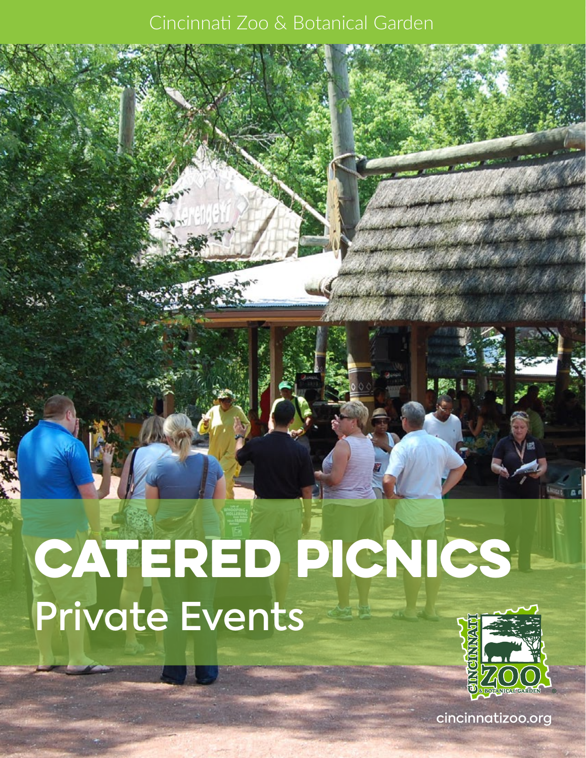Cincinnati Zoo & Botanical Garden

# CATERED PICNICS

## Private Events

cincinnatizoo.org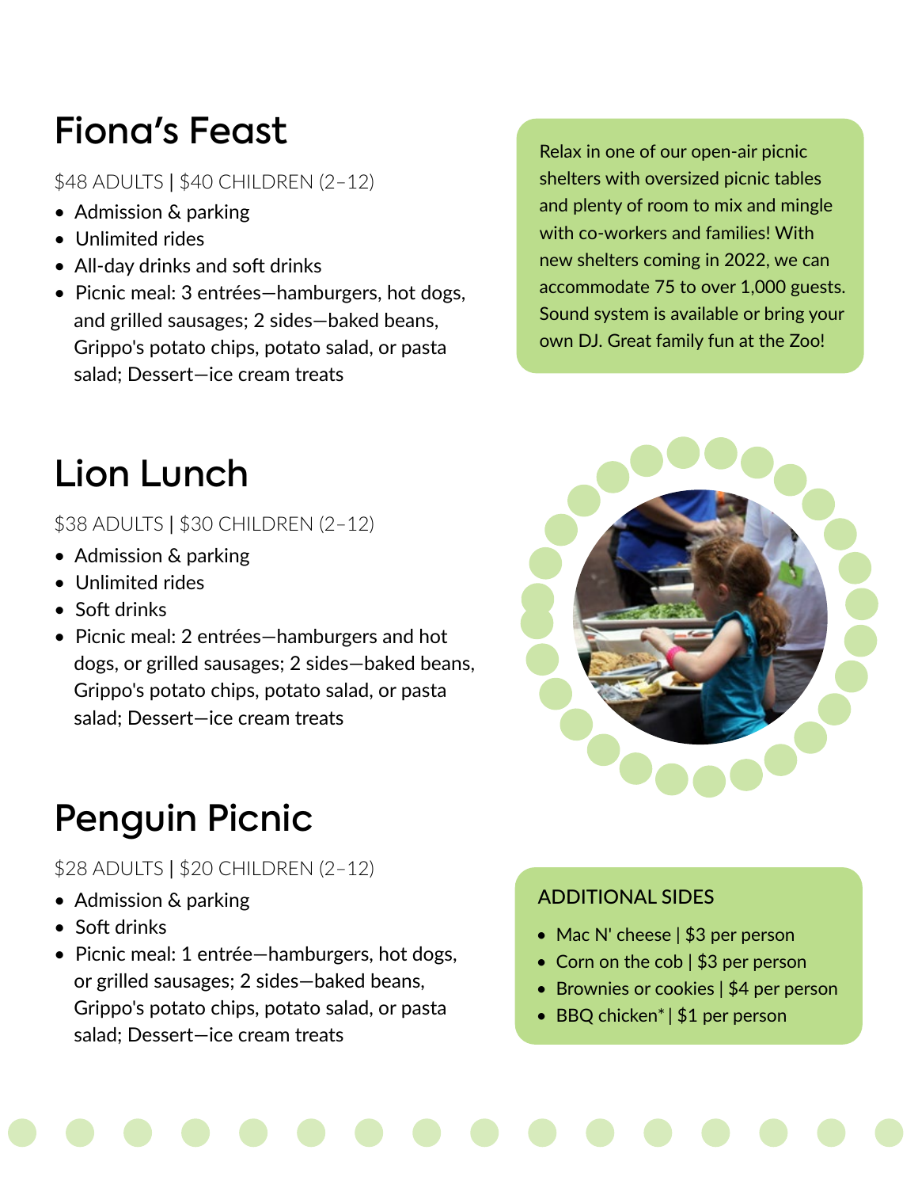## Fiona's Feast

$48 ADULTS | $40 CHILDREN (2–12)

- Admission & parking
- Unlimited rides
- All-day drinks and soft drinks
- Picnic meal: 3 entrées—hamburgers, hot dogs, and grilled sausages; 2 sides—baked beans, Grippo's potato chips, potato salad, or pasta salad; Dessert—ice cream treats

Relax in one of our open-air picnic shelters with oversized picnic tables and plenty of room to mix and mingle with co-workers and families! With new shelters coming in 2022, we can accommodate 75 to over 1,000 guests. Sound system is available or bring your own DJ. Great family fun at the Zoo!

## Lion Lunch

$38 ADULTS | $30 CHILDREN (2–12)

- Admission & parking
- Unlimited rides
- Soft drinks
- Picnic meal: 2 entrées—hamburgers and hot dogs, or grilled sausages; 2 sides—baked beans, Grippo's potato chips, potato salad, or pasta salad; Dessert—ice cream treats

## Penguin Picnic

$28 ADULTS | $20 CHILDREN (2–12)

- Admission & parking
- Soft drinks
- Picnic meal: 1 entrée—hamburgers, hot dogs, or grilled sausages; 2 sides—baked beans, Grippo's potato chips, potato salad, or pasta salad; Dessert—ice cream treats

### ADDITIONAL SIDES

- Mac N' cheese | $3 per person
- Corn on the cob | $3 per person
- Brownies or cookies | $4 per person
- BBQ chicken* | $1 per person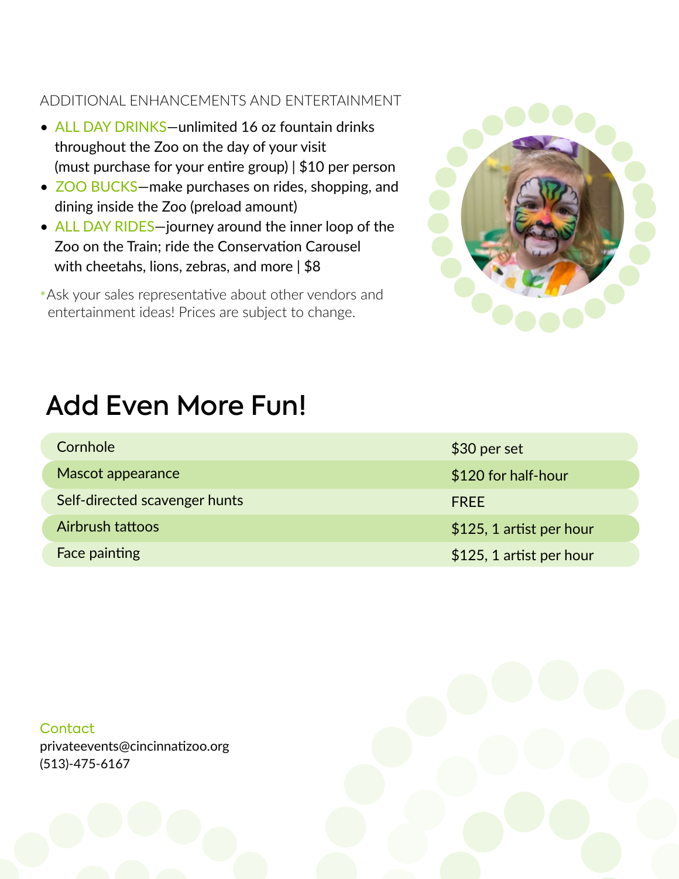ADDITIONAL ENHANCEMENTS AND ENTERTAINMENT

- ALL DAY DRINKS—unlimited 16 oz fountain drinks throughout the Zoo on the day of your visit (must purchase for your entire group) | $10 per person
- ZOO BUCKS—make purchases on rides, shopping, and dining inside the Zoo (preload amount)
- ALL DAY RIDES—journey around the inner loop of the Zoo on the Train; ride the Conservation Carousel with cheetahs, lions, zebras, and more | $8

*Ask your sales representative about other vendors and entertainment ideas! Prices are subject to change.

## Add Even More Fun!

| | |
|---|---|
| Cornhole | $30 per set |
| Mascot appearance | $120 for half-hour |
| Self-directed scavenger hunts | FREE |
| Airbrush tattoos | $125, 1 artist per hour |
| Face painting | $125, 1 artist per hour |

Contact
privateevents@cincinnatizoo.org
(513)-475-6167